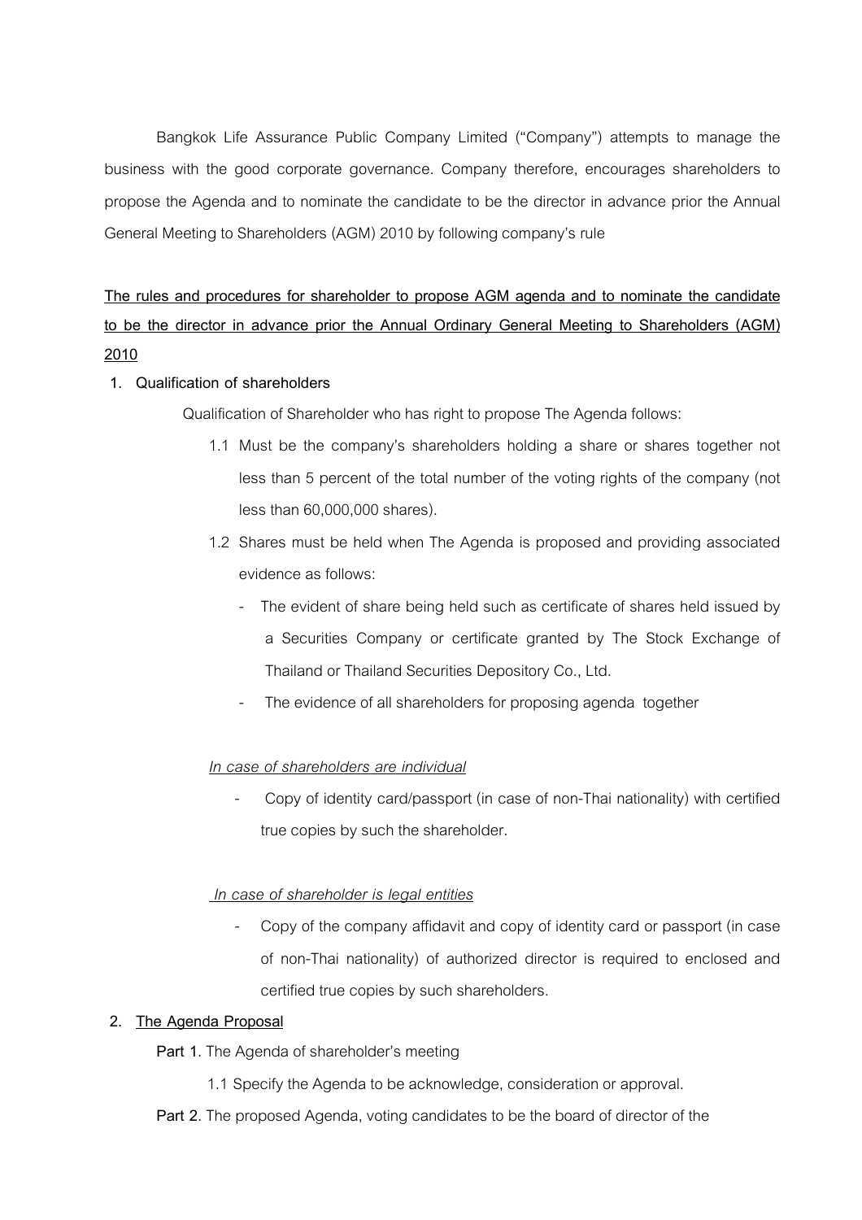Bangkok Life Assurance Public Company Limited ("Company") attempts to manage the business with the good corporate governance. Company therefore, encourages shareholders to propose the Agenda and to nominate the candidate to be the director in advance prior the Annual General Meeting to Shareholders (AGM) 2010 by following company's rule

**The rules and procedures for shareholder to propose AGM agenda and to nominate the candidate to be the director in advance prior the Annual Ordinary General Meeting to Shareholders (AGM) 2010**

1. **Qualification of shareholders**

   Qualification of Shareholder who has right to propose The Agenda follows:

   1.1 Must be the company's shareholders holding a share or shares together not less than 5 percent of the total number of the voting rights of the company (not less than 60,000,000 shares).

   1.2 Shares must be held when The Agenda is proposed and providing associated evidence as follows:

   - The evident of share being held such as certificate of shares held issued by a Securities Company or certificate granted by The Stock Exchange of Thailand or Thailand Securities Depository Co., Ltd.
   - The evidence of all shareholders for proposing agenda together

   *In case of shareholders are individual*

   - Copy of identity card/passport (in case of non-Thai nationality) with certified true copies by such the shareholder.

   *In case of shareholder is legal entities*

   - Copy of the company affidavit and copy of identity card or passport (in case of non-Thai nationality) of authorized director is required to enclosed and certified true copies by such shareholders.

2. **The Agenda Proposal**

   **Part 1**. The Agenda of shareholder's meeting

   1.1 Specify the Agenda to be acknowledge, consideration or approval.

   **Part 2**. The proposed Agenda, voting candidates to be the board of director of the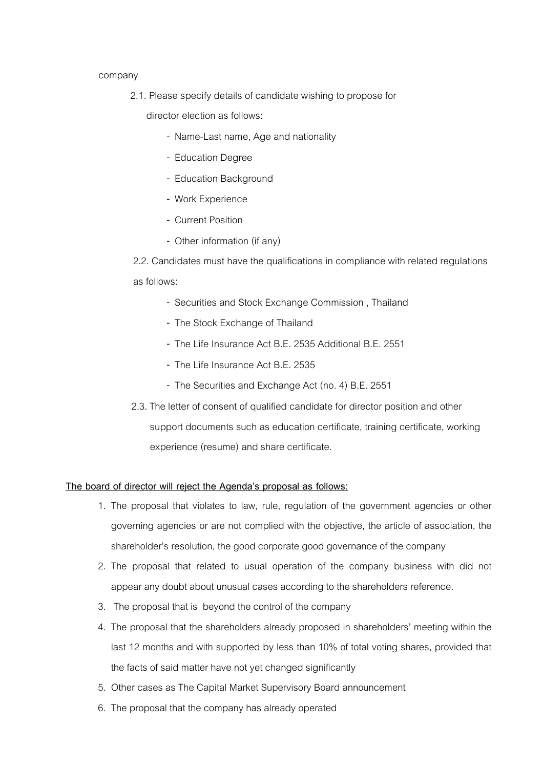company

2.1. Please specify details of candidate wishing to propose for director election as follows:

- Name-Last name, Age and nationality
- Education Degree
- Education Background
- Work Experience
- Current Position
- Other information (if any)

2.2. Candidates must have the qualifications in compliance with related regulations as follows:

- Securities and Stock Exchange Commission , Thailand
- The Stock Exchange of Thailand
- The Life Insurance Act B.E. 2535 Additional B.E. 2551
- The Life Insurance Act B.E. 2535
- The Securities and Exchange Act (no. 4) B.E. 2551

2.3. The letter of consent of qualified candidate for director position and other support documents such as education certificate, training certificate, working experience (resume) and share certificate.

**<u>The board of director will reject the Agenda's proposal as follows:</u>**

1. The proposal that violates to law, rule, regulation of the government agencies or other governing agencies or are not complied with the objective, the article of association, the shareholder's resolution, the good corporate good governance of the company
2. The proposal that related to usual operation of the company business with did not appear any doubt about unusual cases according to the shareholders reference.
3. The proposal that is beyond the control of the company
4. The proposal that the shareholders already proposed in shareholders' meeting within the last 12 months and with supported by less than 10% of total voting shares, provided that the facts of said matter have not yet changed significantly
5. Other cases as The Capital Market Supervisory Board announcement
6. The proposal that the company has already operated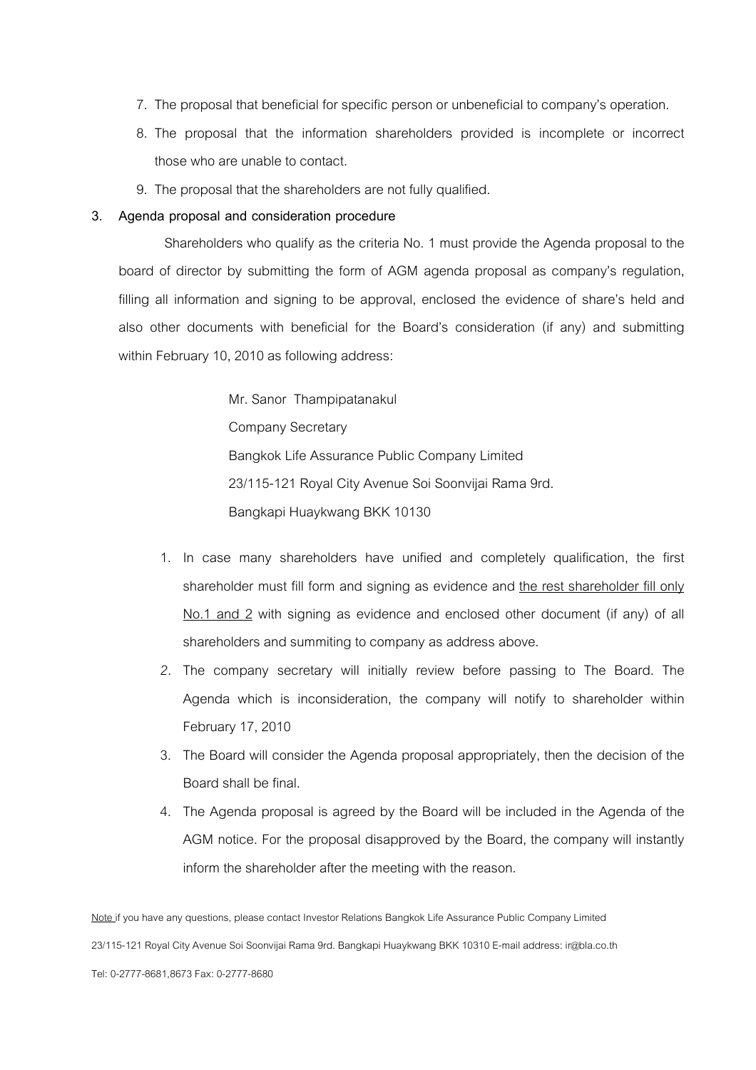7. The proposal that beneficial for specific person or unbeneficial to company's operation.
8. The proposal that the information shareholders provided is incomplete or incorrect those who are unable to contact.
9. The proposal that the shareholders are not fully qualified.

**3. Agenda proposal and consideration procedure**

Shareholders who qualify as the criteria No. 1 must provide the Agenda proposal to the board of director by submitting the form of AGM agenda proposal as company's regulation, filling all information and signing to be approval, enclosed the evidence of share's held and also other documents with beneficial for the Board's consideration (if any) and submitting within February 10, 2010 as following address:

Mr. Sanor Thampipatanakul
Company Secretary
Bangkok Life Assurance Public Company Limited
23/115-121 Royal City Avenue Soi Soonvijai Rama 9rd.
Bangkapi Huaykwang BKK 10130

1. In case many shareholders have unified and completely qualification, the first shareholder must fill form and signing as evidence and <u>the rest shareholder fill only No.1 and 2</u> with signing as evidence and enclosed other document (if any) of all shareholders and summiting to company as address above.
2. The company secretary will initially review before passing to The Board. The Agenda which is inconsideration, the company will notify to shareholder within February 17, 2010
3. The Board will consider the Agenda proposal appropriately, then the decision of the Board shall be final.
4. The Agenda proposal is agreed by the Board will be included in the Agenda of the AGM notice. For the proposal disapproved by the Board, the company will instantly inform the shareholder after the meeting with the reason.

<u>Note</u> if you have any questions, please contact Investor Relations Bangkok Life Assurance Public Company Limited 23/115-121 Royal City Avenue Soi Soonvijai Rama 9rd. Bangkapi Huaykwang BKK 10310 E-mail address: ir@bla.co.th

Tel: 0-2777-8681,8673 Fax: 0-2777-8680